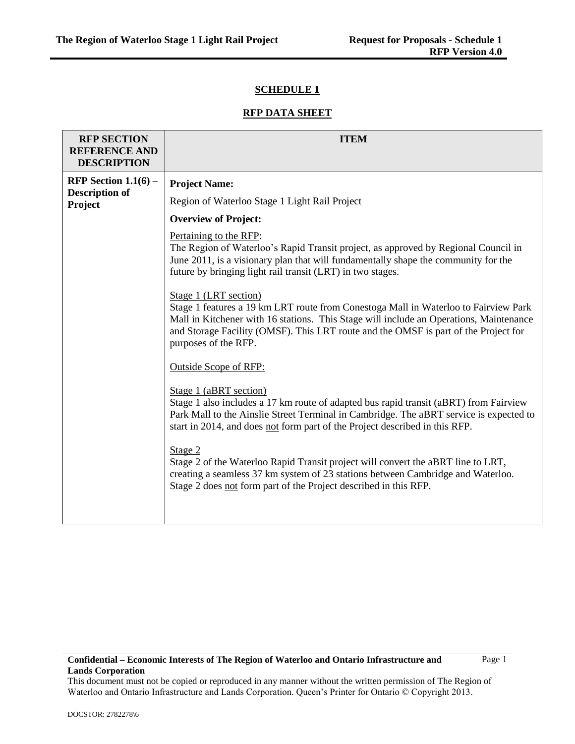# SCHEDULE 1

## RFP DATA SHEET

| RFP SECTION REFERENCE AND DESCRIPTION | ITEM |
|---|---|
| **RFP Section 1.1(6) – Description of Project** | **Project Name:**<br><br>Region of Waterloo Stage 1 Light Rail Project<br><br>**Overview of Project:**<br><br>Pertaining to the RFP:<br>The Region of Waterloo's Rapid Transit project, as approved by Regional Council in June 2011, is a visionary plan that will fundamentally shape the community for the future by bringing light rail transit (LRT) in two stages.<br><br>Stage 1 (LRT section)<br>Stage 1 features a 19 km LRT route from Conestoga Mall in Waterloo to Fairview Park Mall in Kitchener with 16 stations. This Stage will include an Operations, Maintenance and Storage Facility (OMSF). This LRT route and the OMSF is part of the Project for purposes of the RFP.<br><br>Outside Scope of RFP:<br><br>Stage 1 (aBRT section)<br>Stage 1 also includes a 17 km route of adapted bus rapid transit (aBRT) from Fairview Park Mall to the Ainslie Street Terminal in Cambridge. The aBRT service is expected to start in 2014, and does not form part of the Project described in this RFP.<br><br>Stage 2<br>Stage 2 of the Waterloo Rapid Transit project will convert the aBRT line to LRT, creating a seamless 37 km system of 23 stations between Cambridge and Waterloo. Stage 2 does not form part of the Project described in this RFP. |

**Confidential – Economic Interests of The Region of Waterloo and Ontario Infrastructure and Lands Corporation**

This document must not be copied or reproduced in any manner without the written permission of The Region of Waterloo and Ontario Infrastructure and Lands Corporation. Queen's Printer for Ontario © Copyright 2013.

DOCSTOR: 2782278\6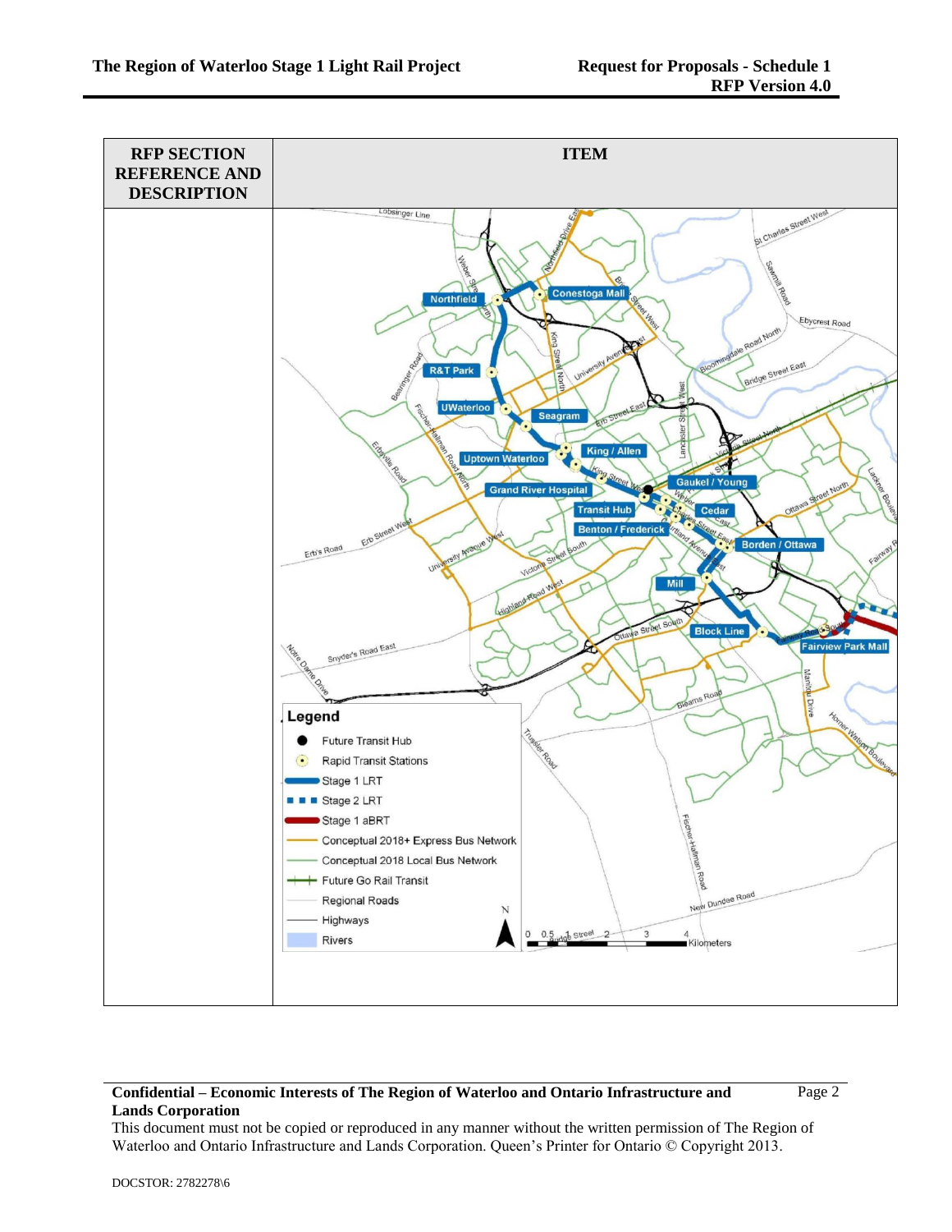| RFP SECTION REFERENCE AND DESCRIPTION | ITEM |
|---|---|
| | Legend<br>Future Transit Hub<br>Rapid Transit Stations<br>Stage 1 LRT<br>Stage 2 LRT<br>Stage 1 aBRT<br>Conceptual 2018+ Express Bus Network<br>Conceptual 2018 Local Bus Network<br>Future Go Rail Transit<br>Regional Roads<br>Highways<br>Rivers<br><br>Stations: Northfield, Conestoga Mall, R&T Park, UWaterloo, Seagram, Uptown Waterloo, King / Allen, Grand River Hospital, Gaukel / Young, Transit Hub, Cedar, Benton / Frederick, Borden / Ottawa, Mill, Block Line, Fairview Park Mall<br><br>0 0.5 1 2 3 4 Kilometers |

**Confidential – Economic Interests of The Region of Waterloo and Ontario Infrastructure and Lands Corporation**

This document must not be copied or reproduced in any manner without the written permission of The Region of Waterloo and Ontario Infrastructure and Lands Corporation. Queen's Printer for Ontario © Copyright 2013.

DOCSTOR: 2782278\6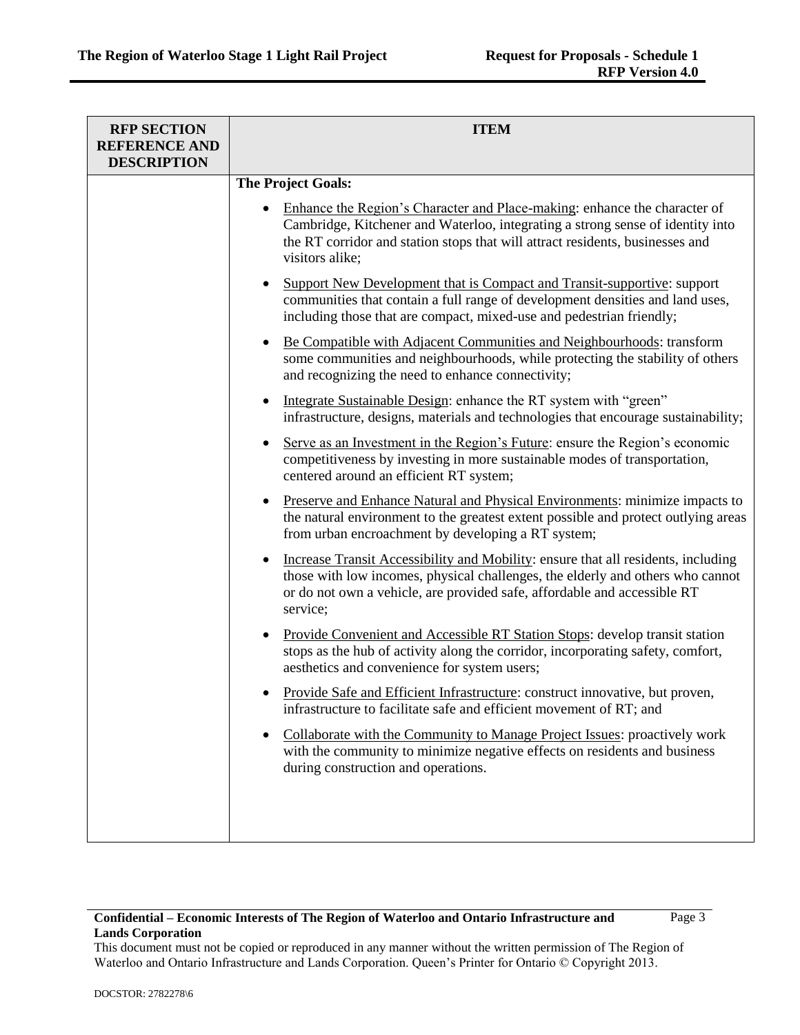| RFP SECTION REFERENCE AND DESCRIPTION | ITEM |
|---|---|
| | **The Project Goals:**<br><br>• Enhance the Region's Character and Place-making: enhance the character of Cambridge, Kitchener and Waterloo, integrating a strong sense of identity into the RT corridor and station stops that will attract residents, businesses and visitors alike;<br><br>• Support New Development that is Compact and Transit-supportive: support communities that contain a full range of development densities and land uses, including those that are compact, mixed-use and pedestrian friendly;<br><br>• Be Compatible with Adjacent Communities and Neighbourhoods: transform some communities and neighbourhoods, while protecting the stability of others and recognizing the need to enhance connectivity;<br><br>• Integrate Sustainable Design: enhance the RT system with "green" infrastructure, designs, materials and technologies that encourage sustainability;<br><br>• Serve as an Investment in the Region's Future: ensure the Region's economic competitiveness by investing in more sustainable modes of transportation, centered around an efficient RT system;<br><br>• Preserve and Enhance Natural and Physical Environments: minimize impacts to the natural environment to the greatest extent possible and protect outlying areas from urban encroachment by developing a RT system;<br><br>• Increase Transit Accessibility and Mobility: ensure that all residents, including those with low incomes, physical challenges, the elderly and others who cannot or do not own a vehicle, are provided safe, affordable and accessible RT service;<br><br>• Provide Convenient and Accessible RT Station Stops: develop transit station stops as the hub of activity along the corridor, incorporating safety, comfort, aesthetics and convenience for system users;<br><br>• Provide Safe and Efficient Infrastructure: construct innovative, but proven, infrastructure to facilitate safe and efficient movement of RT; and<br><br>• Collaborate with the Community to Manage Project Issues: proactively work with the community to minimize negative effects on residents and business during construction and operations. |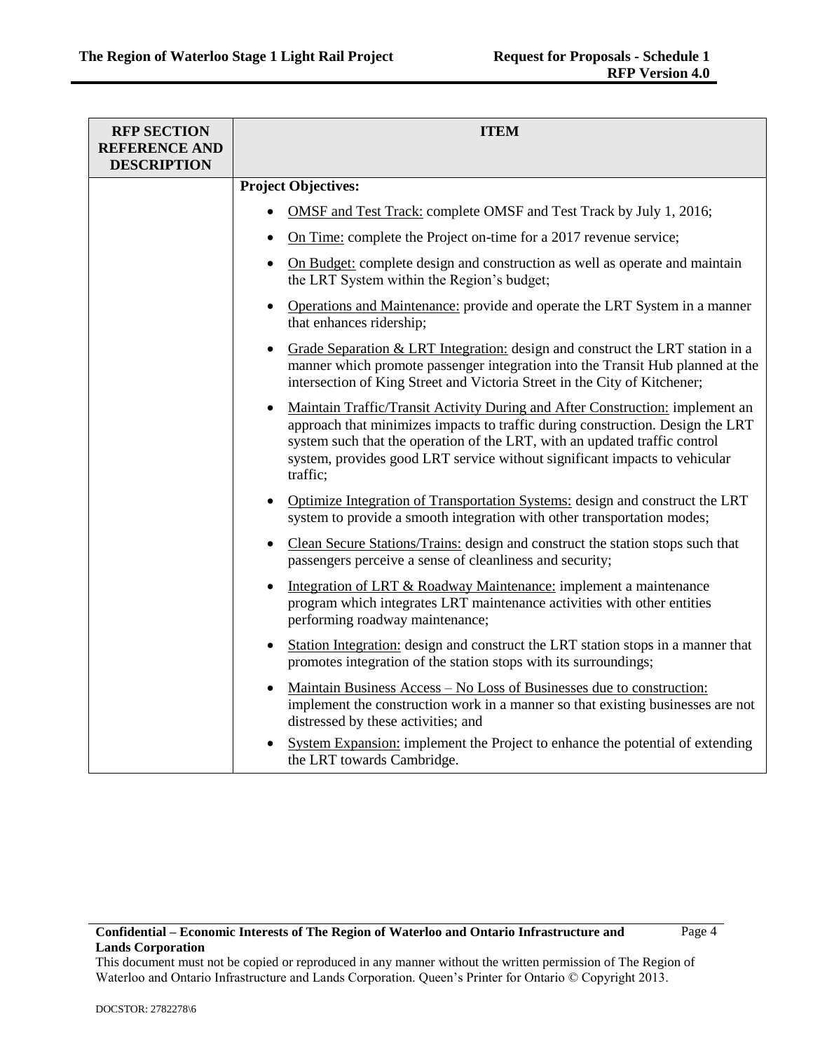| RFP SECTION REFERENCE AND DESCRIPTION | ITEM |
|---|---|
| | **Project Objectives:**<br>• OMSF and Test Track: complete OMSF and Test Track by July 1, 2016;<br>• On Time: complete the Project on-time for a 2017 revenue service;<br>• On Budget: complete design and construction as well as operate and maintain the LRT System within the Region's budget;<br>• Operations and Maintenance: provide and operate the LRT System in a manner that enhances ridership;<br>• Grade Separation & LRT Integration: design and construct the LRT station in a manner which promote passenger integration into the Transit Hub planned at the intersection of King Street and Victoria Street in the City of Kitchener;<br>• Maintain Traffic/Transit Activity During and After Construction: implement an approach that minimizes impacts to traffic during construction. Design the LRT system such that the operation of the LRT, with an updated traffic control system, provides good LRT service without significant impacts to vehicular traffic;<br>• Optimize Integration of Transportation Systems: design and construct the LRT system to provide a smooth integration with other transportation modes;<br>• Clean Secure Stations/Trains: design and construct the station stops such that passengers perceive a sense of cleanliness and security;<br>• Integration of LRT & Roadway Maintenance: implement a maintenance program which integrates LRT maintenance activities with other entities performing roadway maintenance;<br>• Station Integration: design and construct the LRT station stops in a manner that promotes integration of the station stops with its surroundings;<br>• Maintain Business Access – No Loss of Businesses due to construction: implement the construction work in a manner so that existing businesses are not distressed by these activities; and<br>• System Expansion: implement the Project to enhance the potential of extending the LRT towards Cambridge. |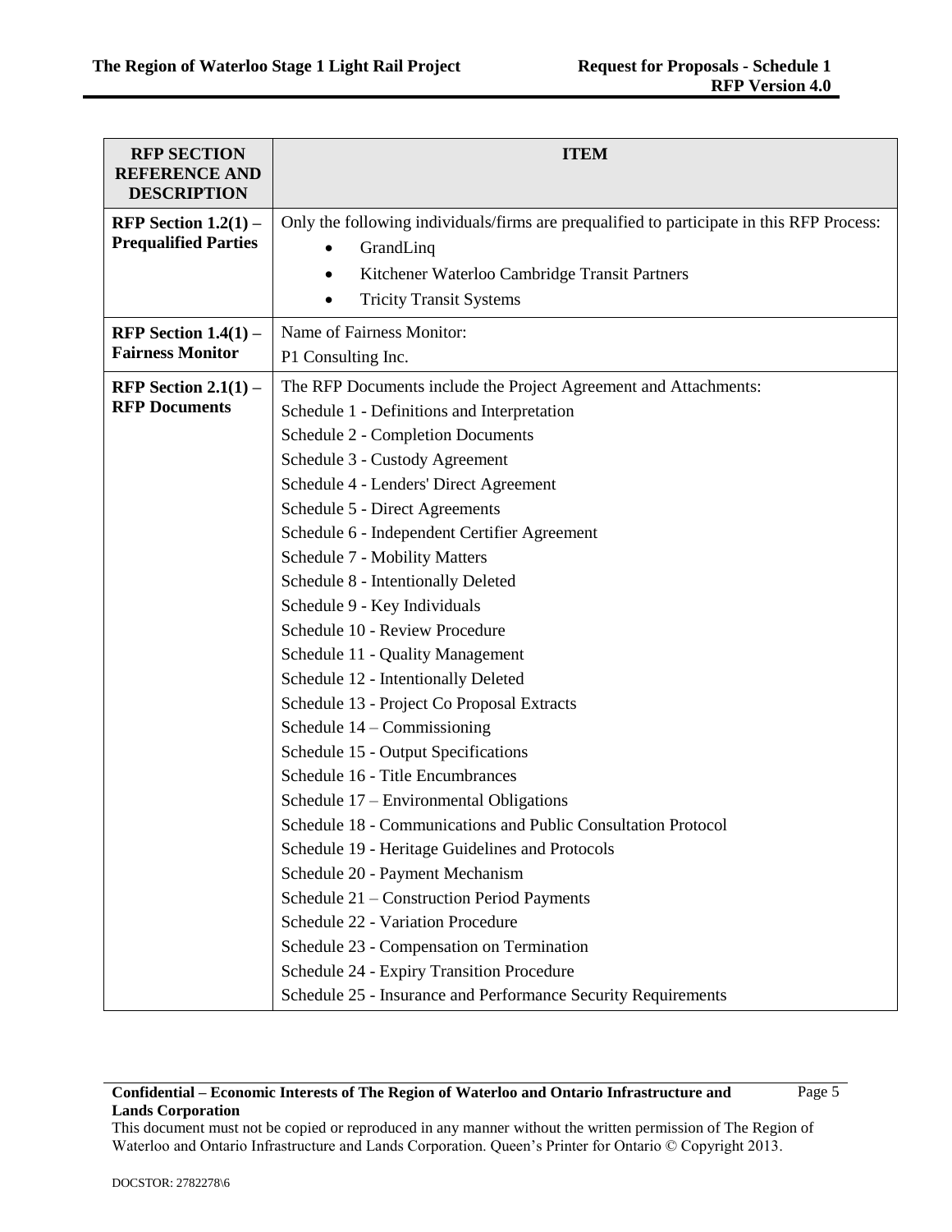| RFP SECTION REFERENCE AND DESCRIPTION | ITEM |
|---|---|
| **RFP Section 1.2(1) – Prequalified Parties** | Only the following individuals/firms are prequalified to participate in this RFP Process:<br>• GrandLinq<br>• Kitchener Waterloo Cambridge Transit Partners<br>• Tricity Transit Systems |
| **RFP Section 1.4(1) – Fairness Monitor** | Name of Fairness Monitor:<br>P1 Consulting Inc. |
| **RFP Section 2.1(1) – RFP Documents** | The RFP Documents include the Project Agreement and Attachments:<br>Schedule 1 - Definitions and Interpretation<br>Schedule 2 - Completion Documents<br>Schedule 3 - Custody Agreement<br>Schedule 4 - Lenders' Direct Agreement<br>Schedule 5 - Direct Agreements<br>Schedule 6 - Independent Certifier Agreement<br>Schedule 7 - Mobility Matters<br>Schedule 8 - Intentionally Deleted<br>Schedule 9 - Key Individuals<br>Schedule 10 - Review Procedure<br>Schedule 11 - Quality Management<br>Schedule 12 - Intentionally Deleted<br>Schedule 13 - Project Co Proposal Extracts<br>Schedule 14 – Commissioning<br>Schedule 15 - Output Specifications<br>Schedule 16 - Title Encumbrances<br>Schedule 17 – Environmental Obligations<br>Schedule 18 - Communications and Public Consultation Protocol<br>Schedule 19 - Heritage Guidelines and Protocols<br>Schedule 20 - Payment Mechanism<br>Schedule 21 – Construction Period Payments<br>Schedule 22 - Variation Procedure<br>Schedule 23 - Compensation on Termination<br>Schedule 24 - Expiry Transition Procedure<br>Schedule 25 - Insurance and Performance Security Requirements |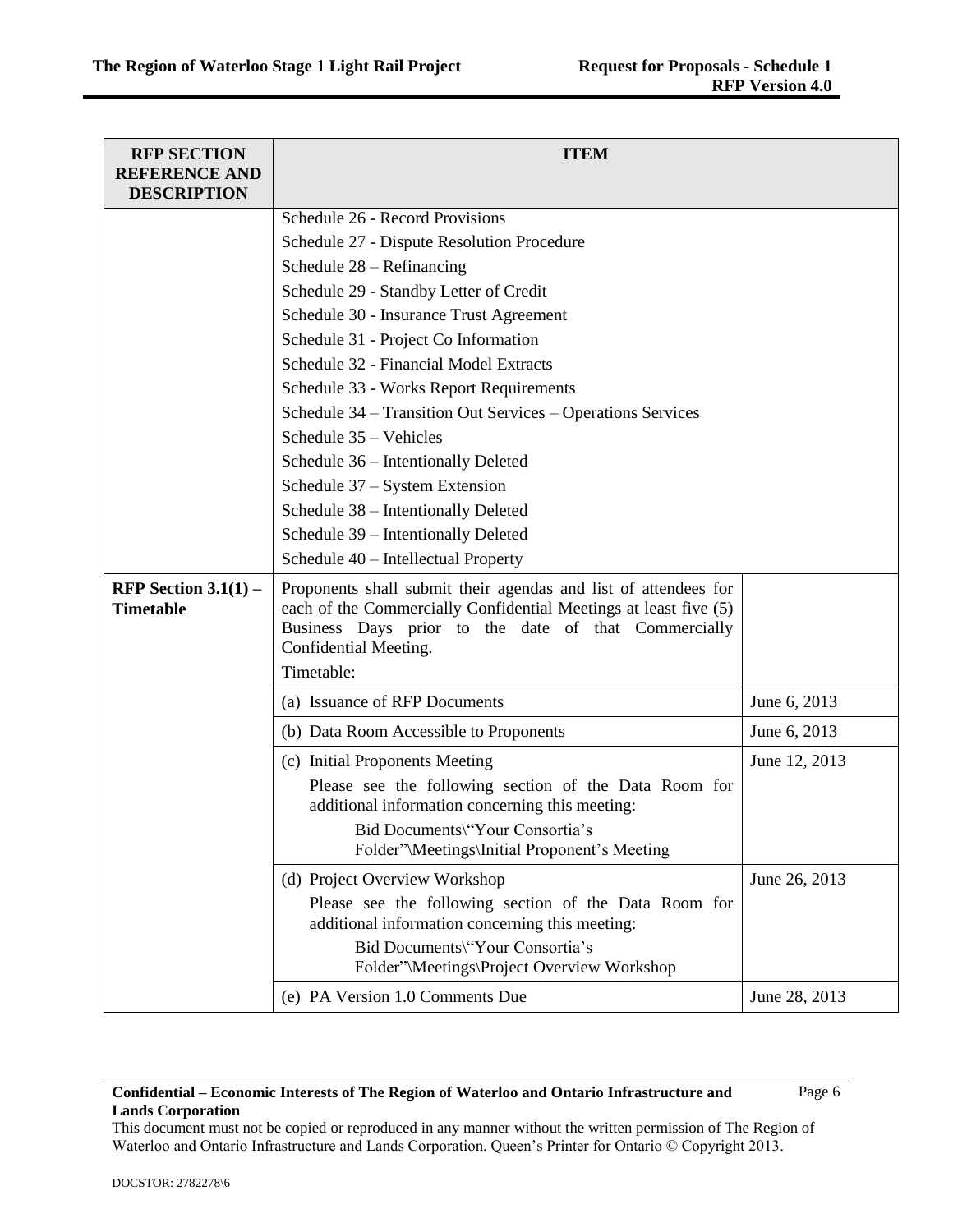| RFP SECTION REFERENCE AND DESCRIPTION | ITEM | |
|---|---|---|
| | Schedule 26 - Record Provisions<br>Schedule 27 - Dispute Resolution Procedure<br>Schedule 28 – Refinancing<br>Schedule 29 - Standby Letter of Credit<br>Schedule 30 - Insurance Trust Agreement<br>Schedule 31 - Project Co Information<br>Schedule 32 - Financial Model Extracts<br>Schedule 33 - Works Report Requirements<br>Schedule 34 – Transition Out Services – Operations Services<br>Schedule 35 – Vehicles<br>Schedule 36 – Intentionally Deleted<br>Schedule 37 – System Extension<br>Schedule 38 – Intentionally Deleted<br>Schedule 39 – Intentionally Deleted<br>Schedule 40 – Intellectual Property | |
| **RFP Section 3.1(1) – Timetable** | Proponents shall submit their agendas and list of attendees for each of the Commercially Confidential Meetings at least five (5) Business Days prior to the date of that Commercially Confidential Meeting.<br>Timetable: | |
| | (a) Issuance of RFP Documents | June 6, 2013 |
| | (b) Data Room Accessible to Proponents | June 6, 2013 |
| | (c) Initial Proponents Meeting<br>Please see the following section of the Data Room for additional information concerning this meeting:<br>Bid Documents\"Your Consortia's Folder"\Meetings\Initial Proponent's Meeting | June 12, 2013 |
| | (d) Project Overview Workshop<br>Please see the following section of the Data Room for additional information concerning this meeting:<br>Bid Documents\"Your Consortia's Folder"\Meetings\Project Overview Workshop | June 26, 2013 |
| | (e) PA Version 1.0 Comments Due | June 28, 2013 |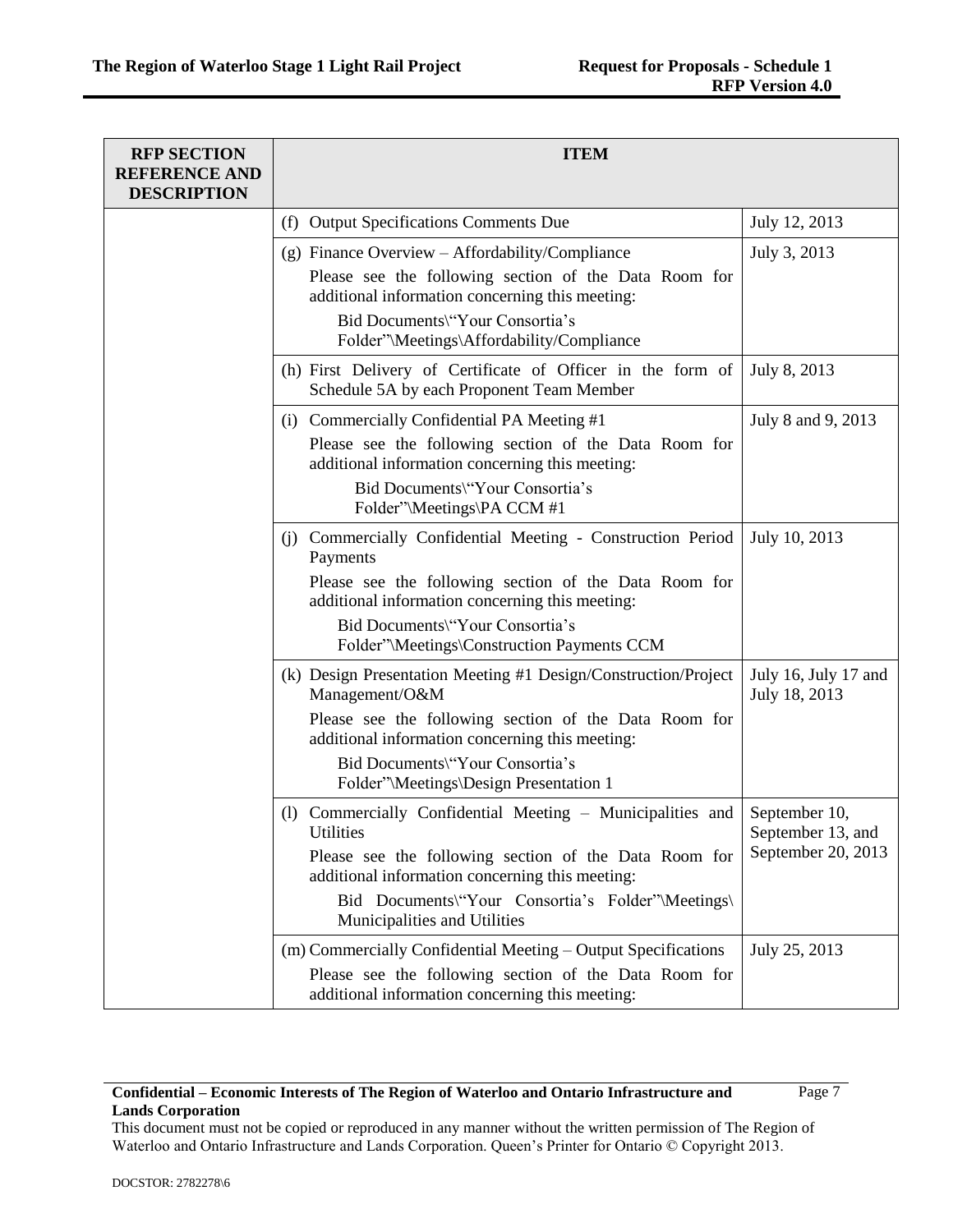| RFP SECTION REFERENCE AND DESCRIPTION | ITEM | |
|---|---|---|
| | (f) Output Specifications Comments Due | July 12, 2013 |
| | (g) Finance Overview – Affordability/Compliance<br>Please see the following section of the Data Room for additional information concerning this meeting:<br>Bid Documents\"Your Consortia's Folder"\Meetings\Affordability/Compliance | July 3, 2013 |
| | (h) First Delivery of Certificate of Officer in the form of Schedule 5A by each Proponent Team Member | July 8, 2013 |
| | (i) Commercially Confidential PA Meeting #1<br>Please see the following section of the Data Room for additional information concerning this meeting:<br>Bid Documents\"Your Consortia's Folder"\Meetings\PA CCM #1 | July 8 and 9, 2013 |
| | (j) Commercially Confidential Meeting - Construction Period Payments<br>Please see the following section of the Data Room for additional information concerning this meeting:<br>Bid Documents\"Your Consortia's Folder"\Meetings\Construction Payments CCM | July 10, 2013 |
| | (k) Design Presentation Meeting #1 Design/Construction/Project Management/O&M<br>Please see the following section of the Data Room for additional information concerning this meeting:<br>Bid Documents\"Your Consortia's Folder"\Meetings\Design Presentation 1 | July 16, July 17 and July 18, 2013 |
| | (l) Commercially Confidential Meeting – Municipalities and Utilities<br>Please see the following section of the Data Room for additional information concerning this meeting:<br>Bid Documents\"Your Consortia's Folder"\Meetings\ Municipalities and Utilities | September 10, September 13, and September 20, 2013 |
| | (m) Commercially Confidential Meeting – Output Specifications<br>Please see the following section of the Data Room for additional information concerning this meeting: | July 25, 2013 |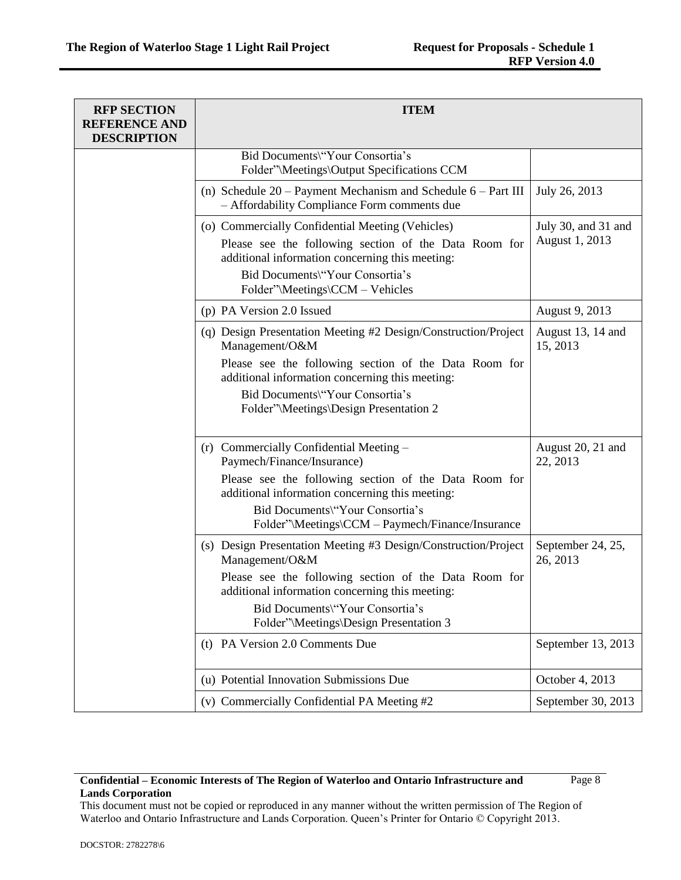| RFP SECTION REFERENCE AND DESCRIPTION | ITEM | |
|---|---|---|
| | Bid Documents\"Your Consortia's Folder"\Meetings\Output Specifications CCM | |
| | (n) Schedule 20 – Payment Mechanism and Schedule 6 – Part III – Affordability Compliance Form comments due | July 26, 2013 |
| | (o) Commercially Confidential Meeting (Vehicles)<br>Please see the following section of the Data Room for additional information concerning this meeting:<br>Bid Documents\"Your Consortia's Folder"\Meetings\CCM – Vehicles | July 30, and 31 and August 1, 2013 |
| | (p) PA Version 2.0 Issued | August 9, 2013 |
| | (q) Design Presentation Meeting #2 Design/Construction/Project Management/O&M<br>Please see the following section of the Data Room for additional information concerning this meeting:<br>Bid Documents\"Your Consortia's Folder"\Meetings\Design Presentation 2 | August 13, 14 and 15, 2013 |
| | (r) Commercially Confidential Meeting – Paymech/Finance/Insurance)<br>Please see the following section of the Data Room for additional information concerning this meeting:<br>Bid Documents\"Your Consortia's Folder"\Meetings\CCM – Paymech/Finance/Insurance | August 20, 21 and 22, 2013 |
| | (s) Design Presentation Meeting #3 Design/Construction/Project Management/O&M<br>Please see the following section of the Data Room for additional information concerning this meeting:<br>Bid Documents\"Your Consortia's Folder"\Meetings\Design Presentation 3 | September 24, 25, 26, 2013 |
| | (t) PA Version 2.0 Comments Due | September 13, 2013 |
| | (u) Potential Innovation Submissions Due | October 4, 2013 |
| | (v) Commercially Confidential PA Meeting #2 | September 30, 2013 |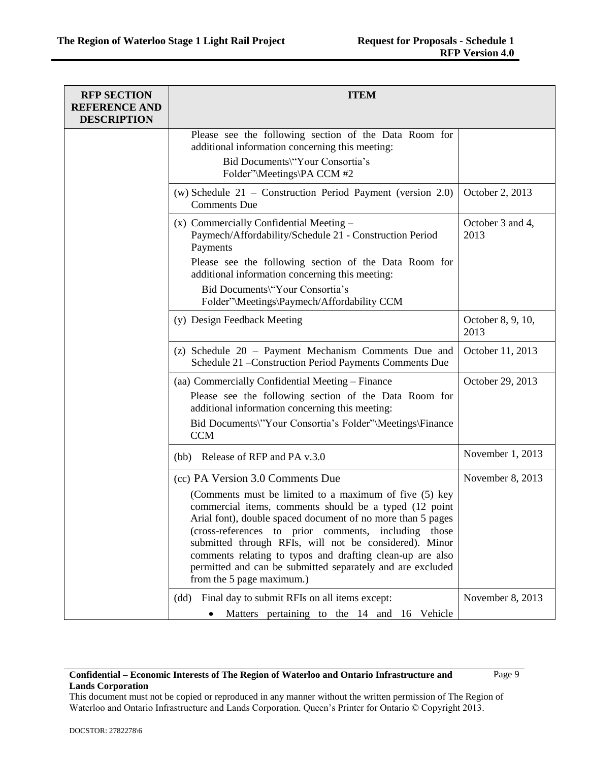| RFP SECTION REFERENCE AND DESCRIPTION | ITEM | |
|---|---|---|
| | Please see the following section of the Data Room for additional information concerning this meeting:<br>Bid Documents\"Your Consortia's Folder"\Meetings\PA CCM #2 | |
| | (w) Schedule 21 – Construction Period Payment (version 2.0) Comments Due | October 2, 2013 |
| | (x) Commercially Confidential Meeting – Paymech/Affordability/Schedule 21 - Construction Period Payments<br>Please see the following section of the Data Room for additional information concerning this meeting:<br>Bid Documents\"Your Consortia's Folder"\Meetings\Paymech/Affordability CCM | October 3 and 4, 2013 |
| | (y) Design Feedback Meeting | October 8, 9, 10, 2013 |
| | (z) Schedule 20 – Payment Mechanism Comments Due and Schedule 21 –Construction Period Payments Comments Due | October 11, 2013 |
| | (aa) Commercially Confidential Meeting – Finance<br>Please see the following section of the Data Room for additional information concerning this meeting:<br>Bid Documents\"Your Consortia's Folder"\Meetings\Finance CCM | October 29, 2013 |
| | (bb) Release of RFP and PA v.3.0 | November 1, 2013 |
| | (cc) PA Version 3.0 Comments Due<br>(Comments must be limited to a maximum of five (5) key commercial items, comments should be a typed (12 point Arial font), double spaced document of no more than 5 pages (cross-references to prior comments, including those submitted through RFIs, will not be considered). Minor comments relating to typos and drafting clean-up are also permitted and can be submitted separately and are excluded from the 5 page maximum.) | November 8, 2013 |
| | (dd) Final day to submit RFIs on all items except:<br>• Matters pertaining to the 14 and 16 Vehicle | November 8, 2013 |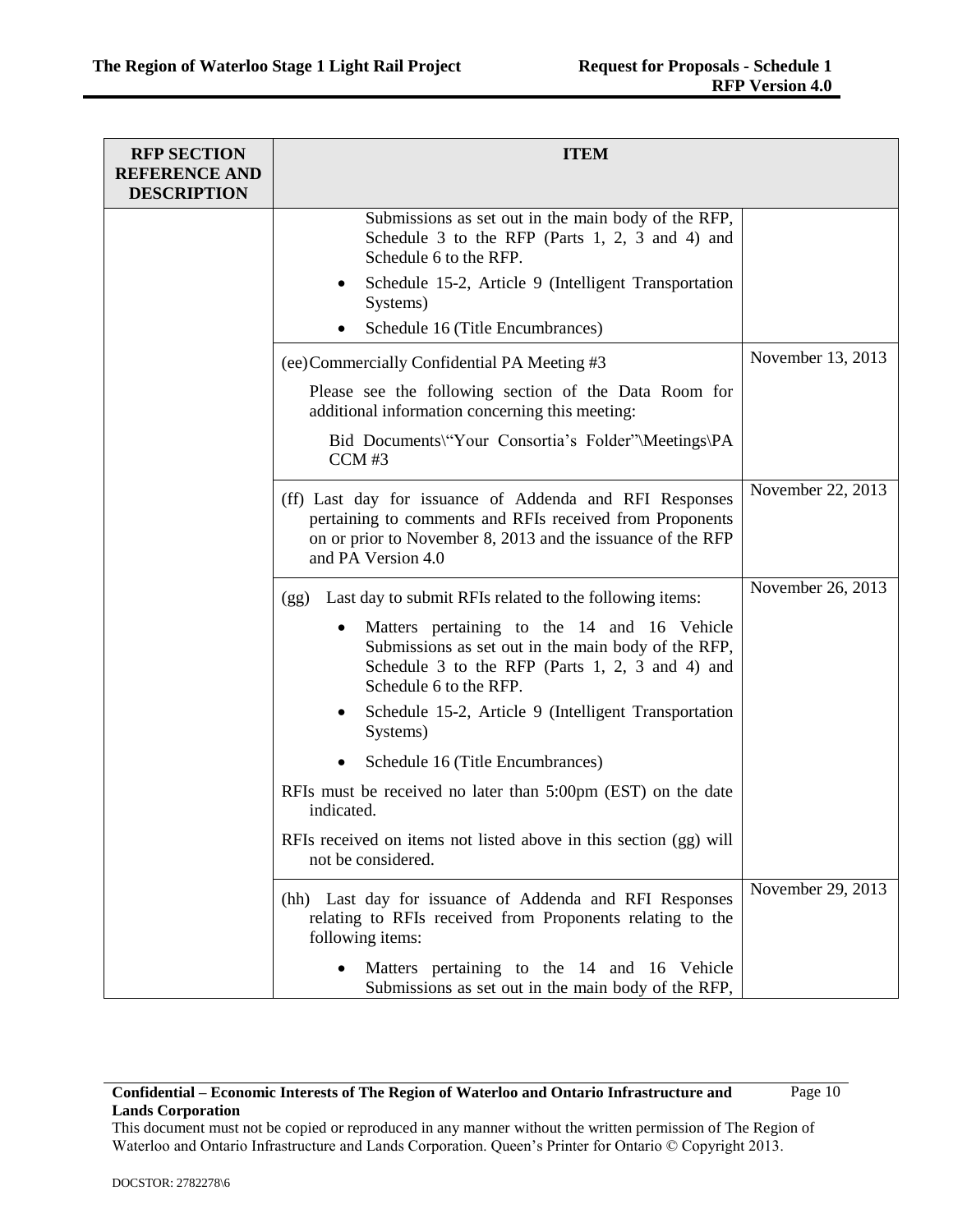| RFP SECTION REFERENCE AND DESCRIPTION | ITEM | |
|---|---|---|
| | Submissions as set out in the main body of the RFP, Schedule 3 to the RFP (Parts 1, 2, 3 and 4) and Schedule 6 to the RFP.<br>• Schedule 15-2, Article 9 (Intelligent Transportation Systems)<br>• Schedule 16 (Title Encumbrances) | |
| | (ee) Commercially Confidential PA Meeting #3<br>Please see the following section of the Data Room for additional information concerning this meeting:<br>Bid Documents\"Your Consortia's Folder"\Meetings\PA CCM #3 | November 13, 2013 |
| | (ff) Last day for issuance of Addenda and RFI Responses pertaining to comments and RFIs received from Proponents on or prior to November 8, 2013 and the issuance of the RFP and PA Version 4.0 | November 22, 2013 |
| | (gg) Last day to submit RFIs related to the following items:<br>• Matters pertaining to the 14 and 16 Vehicle Submissions as set out in the main body of the RFP, Schedule 3 to the RFP (Parts 1, 2, 3 and 4) and Schedule 6 to the RFP.<br>• Schedule 15-2, Article 9 (Intelligent Transportation Systems)<br>• Schedule 16 (Title Encumbrances)<br>RFIs must be received no later than 5:00pm (EST) on the date indicated.<br>RFIs received on items not listed above in this section (gg) will not be considered. | November 26, 2013 |
| | (hh) Last day for issuance of Addenda and RFI Responses relating to RFIs received from Proponents relating to the following items:<br>• Matters pertaining to the 14 and 16 Vehicle Submissions as set out in the main body of the RFP, | November 29, 2013 |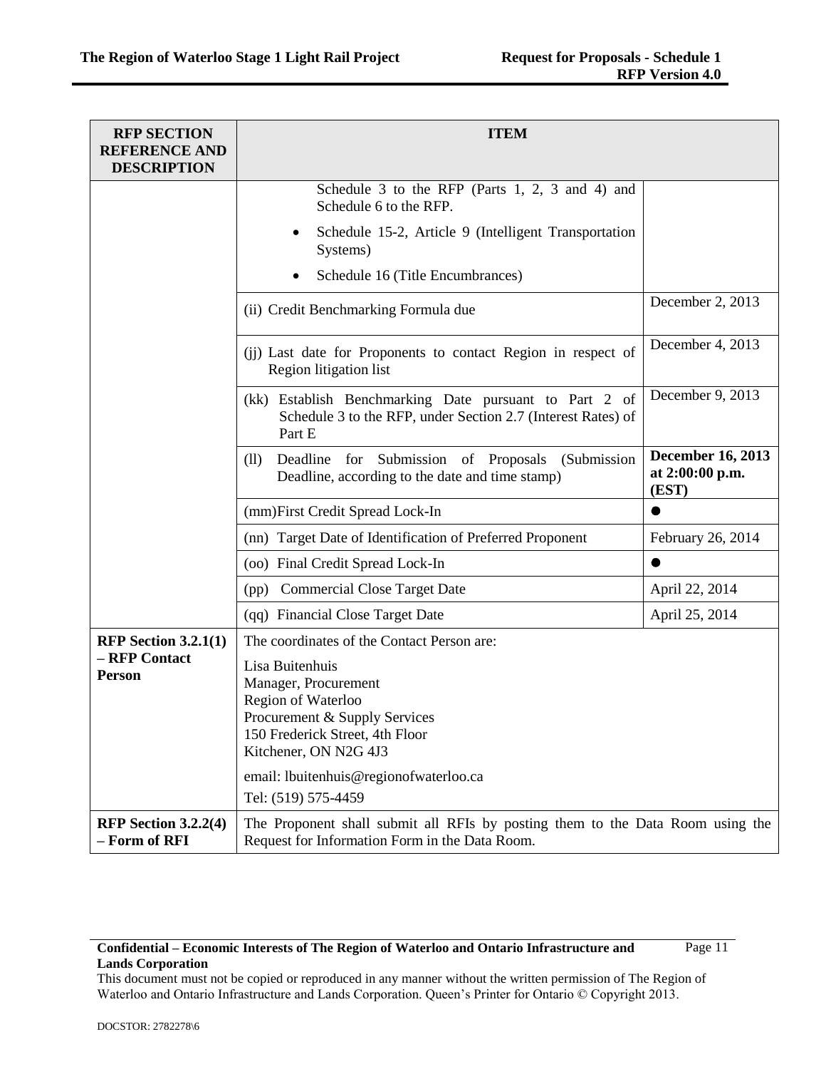| RFP SECTION REFERENCE AND DESCRIPTION | ITEM | |
|---|---|---|
| | Schedule 3 to the RFP (Parts 1, 2, 3 and 4) and Schedule 6 to the RFP.<br>• Schedule 15-2, Article 9 (Intelligent Transportation Systems)<br>• Schedule 16 (Title Encumbrances) | |
| | (ii) Credit Benchmarking Formula due | December 2, 2013 |
| | (jj) Last date for Proponents to contact Region in respect of Region litigation list | December 4, 2013 |
| | (kk) Establish Benchmarking Date pursuant to Part 2 of Schedule 3 to the RFP, under Section 2.7 (Interest Rates) of Part E | December 9, 2013 |
| | (ll) Deadline for Submission of Proposals (Submission Deadline, according to the date and time stamp) | **December 16, 2013 at 2:00:00 p.m. (EST)** |
| | (mm)First Credit Spread Lock-In | ● |
| | (nn) Target Date of Identification of Preferred Proponent | February 26, 2014 |
| | (oo) Final Credit Spread Lock-In | ● |
| | (pp) Commercial Close Target Date | April 22, 2014 |
| | (qq) Financial Close Target Date | April 25, 2014 |
| **RFP Section 3.2.1(1) – RFP Contact Person** | The coordinates of the Contact Person are:<br>Lisa Buitenhuis<br>Manager, Procurement<br>Region of Waterloo<br>Procurement & Supply Services<br>150 Frederick Street, 4th Floor<br>Kitchener, ON N2G 4J3<br>email: lbuitenhuis@regionofwaterloo.ca<br>Tel: (519) 575-4459 | |
| **RFP Section 3.2.2(4) – Form of RFI** | The Proponent shall submit all RFIs by posting them to the Data Room using the Request for Information Form in the Data Room. | |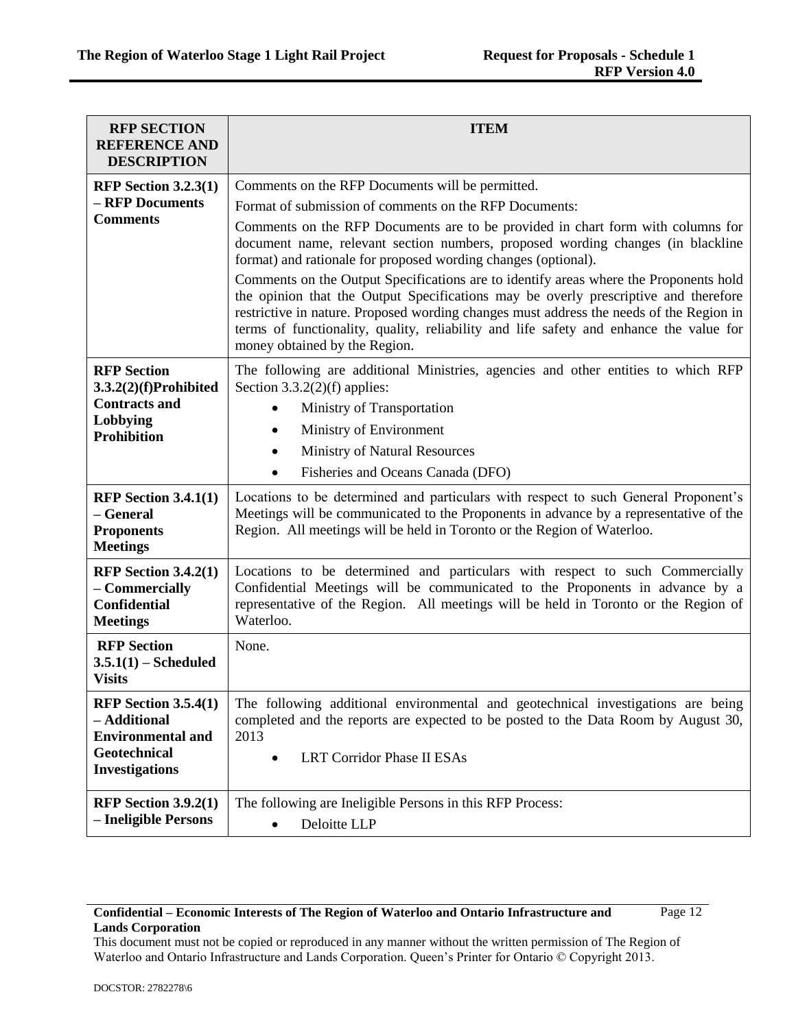| RFP SECTION REFERENCE AND DESCRIPTION | ITEM |
|---|---|
| **RFP Section 3.2.3(1) – RFP Documents Comments** | Comments on the RFP Documents will be permitted.<br><br>Format of submission of comments on the RFP Documents:<br><br>Comments on the RFP Documents are to be provided in chart form with columns for document name, relevant section numbers, proposed wording changes (in blackline format) and rationale for proposed wording changes (optional).<br><br>Comments on the Output Specifications are to identify areas where the Proponents hold the opinion that the Output Specifications may be overly prescriptive and therefore restrictive in nature. Proposed wording changes must address the needs of the Region in terms of functionality, quality, reliability and life safety and enhance the value for money obtained by the Region. |
| **RFP Section 3.3.2(2)(f)Prohibited Contracts and Lobbying Prohibition** | The following are additional Ministries, agencies and other entities to which RFP Section 3.3.2(2)(f) applies:<br><br>• Ministry of Transportation<br>• Ministry of Environment<br>• Ministry of Natural Resources<br>• Fisheries and Oceans Canada (DFO) |
| **RFP Section 3.4.1(1) – General Proponents Meetings** | Locations to be determined and particulars with respect to such General Proponent's Meetings will be communicated to the Proponents in advance by a representative of the Region. All meetings will be held in Toronto or the Region of Waterloo. |
| **RFP Section 3.4.2(1) – Commercially Confidential Meetings** | Locations to be determined and particulars with respect to such Commercially Confidential Meetings will be communicated to the Proponents in advance by a representative of the Region. All meetings will be held in Toronto or the Region of Waterloo. |
| **RFP Section 3.5.1(1) – Scheduled Visits** | None. |
| **RFP Section 3.5.4(1) – Additional Environmental and Geotechnical Investigations** | The following additional environmental and geotechnical investigations are being completed and the reports are expected to be posted to the Data Room by August 30, 2013<br><br>• LRT Corridor Phase II ESAs |
| **RFP Section 3.9.2(1) – Ineligible Persons** | The following are Ineligible Persons in this RFP Process:<br><br>• Deloitte LLP |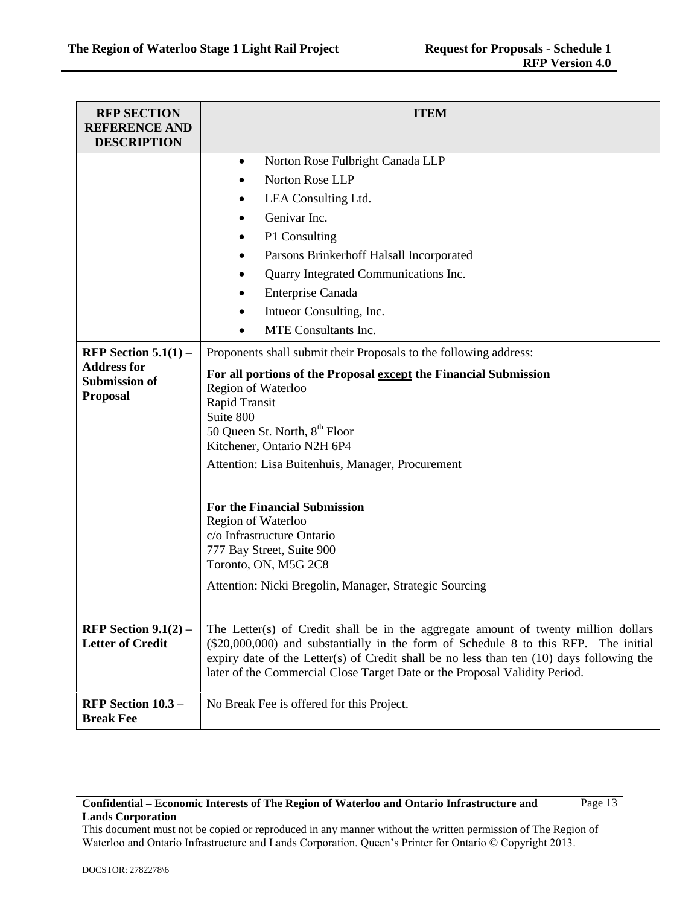| RFP SECTION REFERENCE AND DESCRIPTION | ITEM |
|---|---|
| | • Norton Rose Fulbright Canada LLP<br>• Norton Rose LLP<br>• LEA Consulting Ltd.<br>• Genivar Inc.<br>• P1 Consulting<br>• Parsons Brinkerhoff Halsall Incorporated<br>• Quarry Integrated Communications Inc.<br>• Enterprise Canada<br>• Intueor Consulting, Inc.<br>• MTE Consultants Inc. |
| **RFP Section 5.1(1) – Address for Submission of Proposal** | Proponents shall submit their Proposals to the following address:<br>**For all portions of the Proposal <u>except</u> the Financial Submission**<br>Region of Waterloo<br>Rapid Transit<br>Suite 800<br>50 Queen St. North, 8th Floor<br>Kitchener, Ontario N2H 6P4<br>Attention: Lisa Buitenhuis, Manager, Procurement<br><br>**For the Financial Submission**<br>Region of Waterloo<br>c/o Infrastructure Ontario<br>777 Bay Street, Suite 900<br>Toronto, ON, M5G 2C8<br>Attention: Nicki Bregolin, Manager, Strategic Sourcing |
| **RFP Section 9.1(2) – Letter of Credit** | The Letter(s) of Credit shall be in the aggregate amount of twenty million dollars ($20,000,000) and substantially in the form of Schedule 8 to this RFP. The initial expiry date of the Letter(s) of Credit shall be no less than ten (10) days following the later of the Commercial Close Target Date or the Proposal Validity Period. |
| **RFP Section 10.3 – Break Fee** | No Break Fee is offered for this Project. |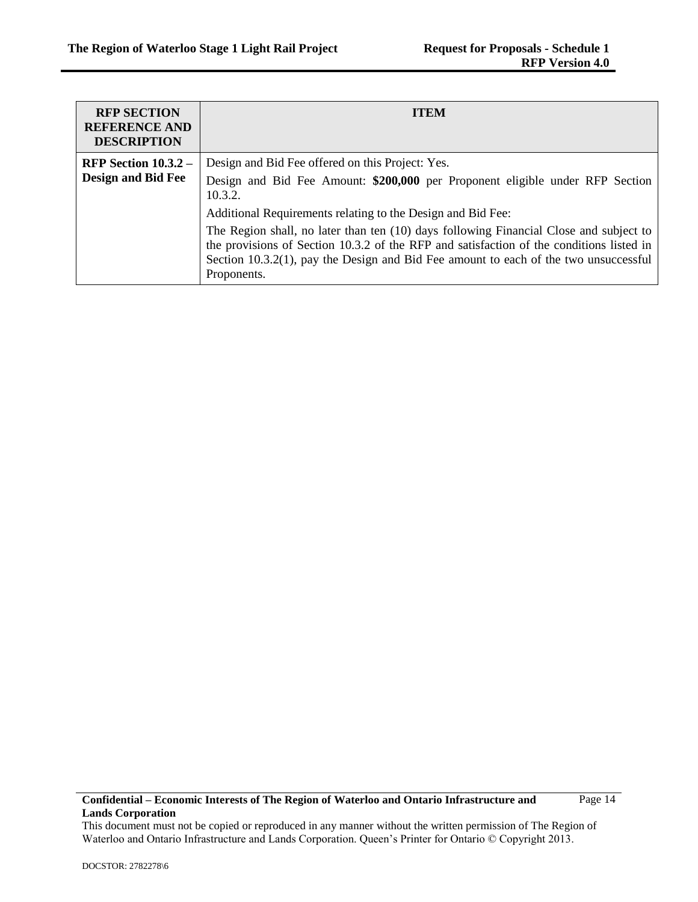| RFP SECTION REFERENCE AND DESCRIPTION | ITEM |
|---|---|
| **RFP Section 10.3.2 – Design and Bid Fee** | Design and Bid Fee offered on this Project: Yes.<br><br>Design and Bid Fee Amount: **$200,000** per Proponent eligible under RFP Section 10.3.2.<br><br>Additional Requirements relating to the Design and Bid Fee:<br><br>The Region shall, no later than ten (10) days following Financial Close and subject to the provisions of Section 10.3.2 of the RFP and satisfaction of the conditions listed in Section 10.3.2(1), pay the Design and Bid Fee amount to each of the two unsuccessful Proponents. |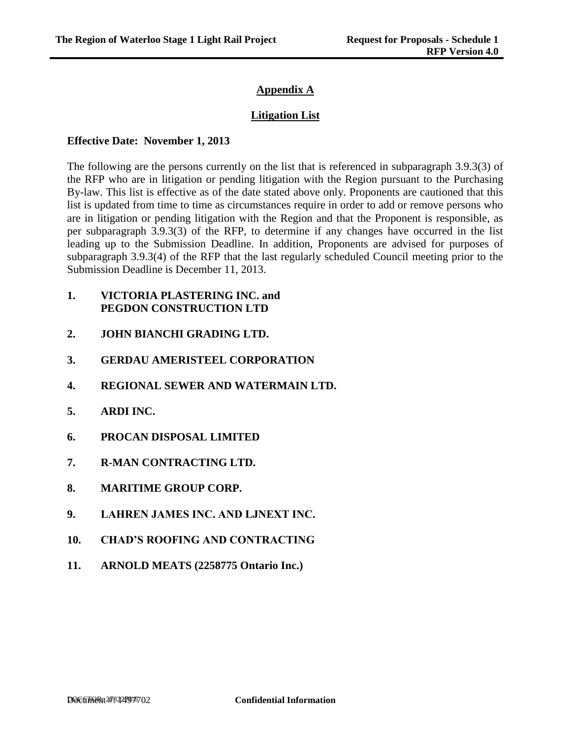# Appendix A

## Litigation List

**Effective Date: November 1, 2013**

The following are the persons currently on the list that is referenced in subparagraph 3.9.3(3) of the RFP who are in litigation or pending litigation with the Region pursuant to the Purchasing By-law. This list is effective as of the date stated above only. Proponents are cautioned that this list is updated from time to time as circumstances require in order to add or remove persons who are in litigation or pending litigation with the Region and that the Proponent is responsible, as per subparagraph 3.9.3(3) of the RFP, to determine if any changes have occurred in the list leading up to the Submission Deadline. In addition, Proponents are advised for purposes of subparagraph 3.9.3(4) of the RFP that the last regularly scheduled Council meeting prior to the Submission Deadline is December 11, 2013.

1. **VICTORIA PLASTERING INC. and PEGDON CONSTRUCTION LTD**
2. **JOHN BIANCHI GRADING LTD.**
3. **GERDAU AMERISTEEL CORPORATION**
4. **REGIONAL SEWER AND WATERMAIN LTD.**
5. **ARDI INC.**
6. **PROCAN DISPOSAL LIMITED**
7. **R-MAN CONTRACTING LTD.**
8. **MARITIME GROUP CORP.**
9. **LAHREN JAMES INC. AND LJNEXT INC.**
10. **CHAD'S ROOFING AND CONTRACTING**
11. **ARNOLD MEATS (2258775 Ontario Inc.)**

**Confidential Information**